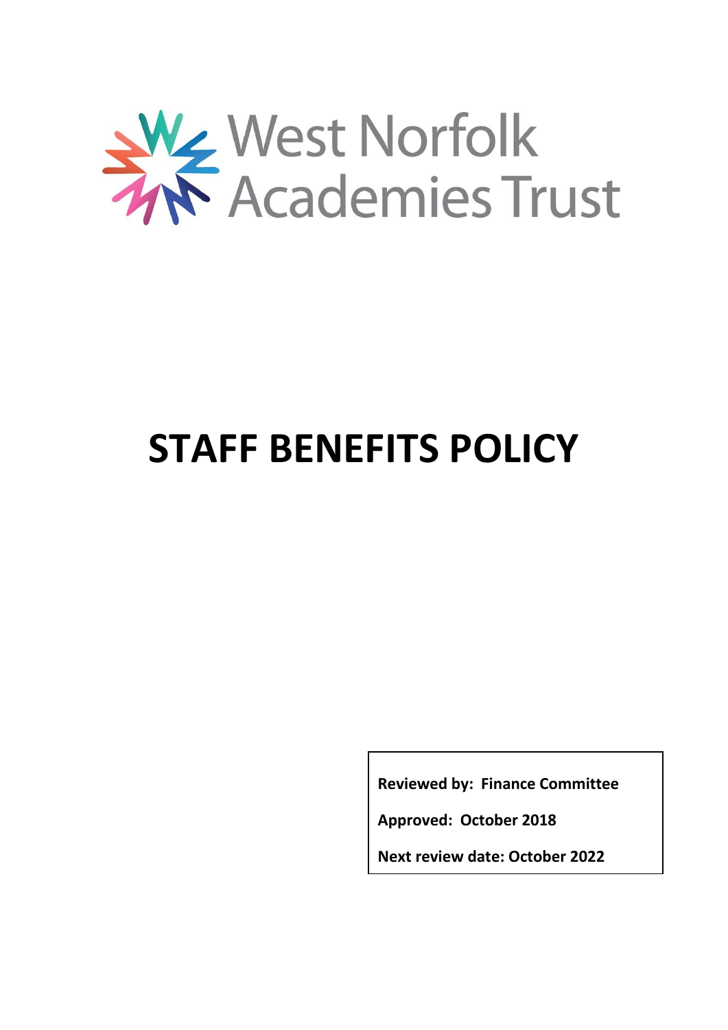West Norfolk Academies Trust

# STAFF BENEFITS POLICY

**Reviewed by: Finance Committee**

**Approved: October 2018**

**Next review date: October 2022**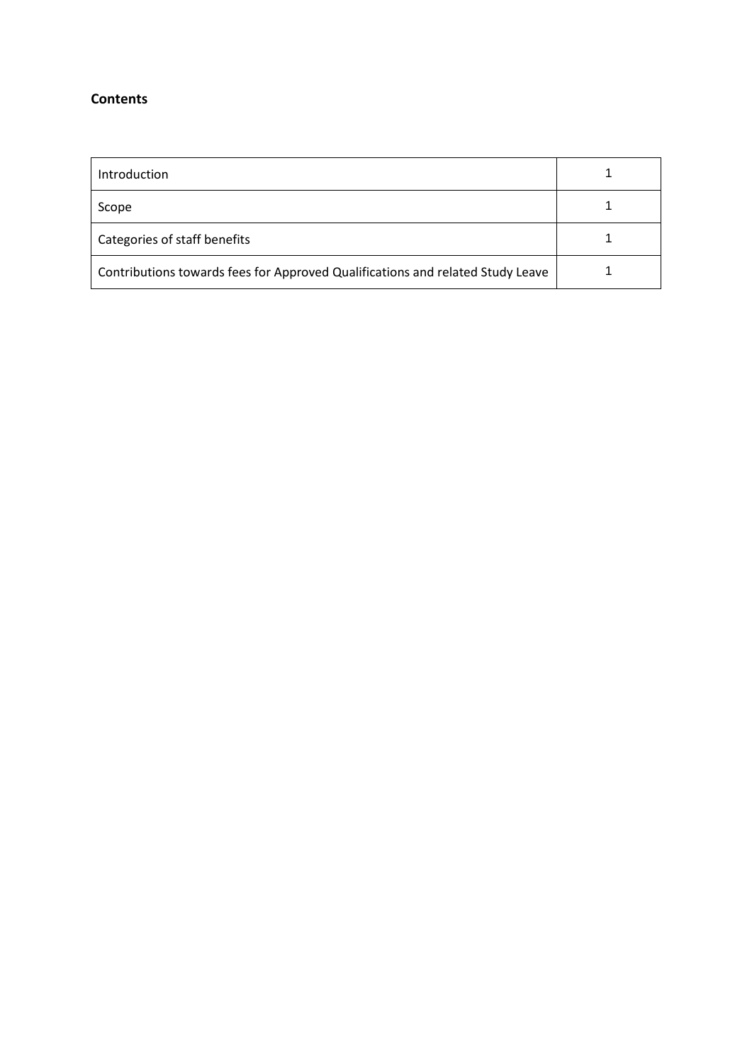**Contents**

| Introduction | 1 |
|---|---|
| Scope | 1 |
| Categories of staff benefits | 1 |
| Contributions towards fees for Approved Qualifications and related Study Leave | 1 |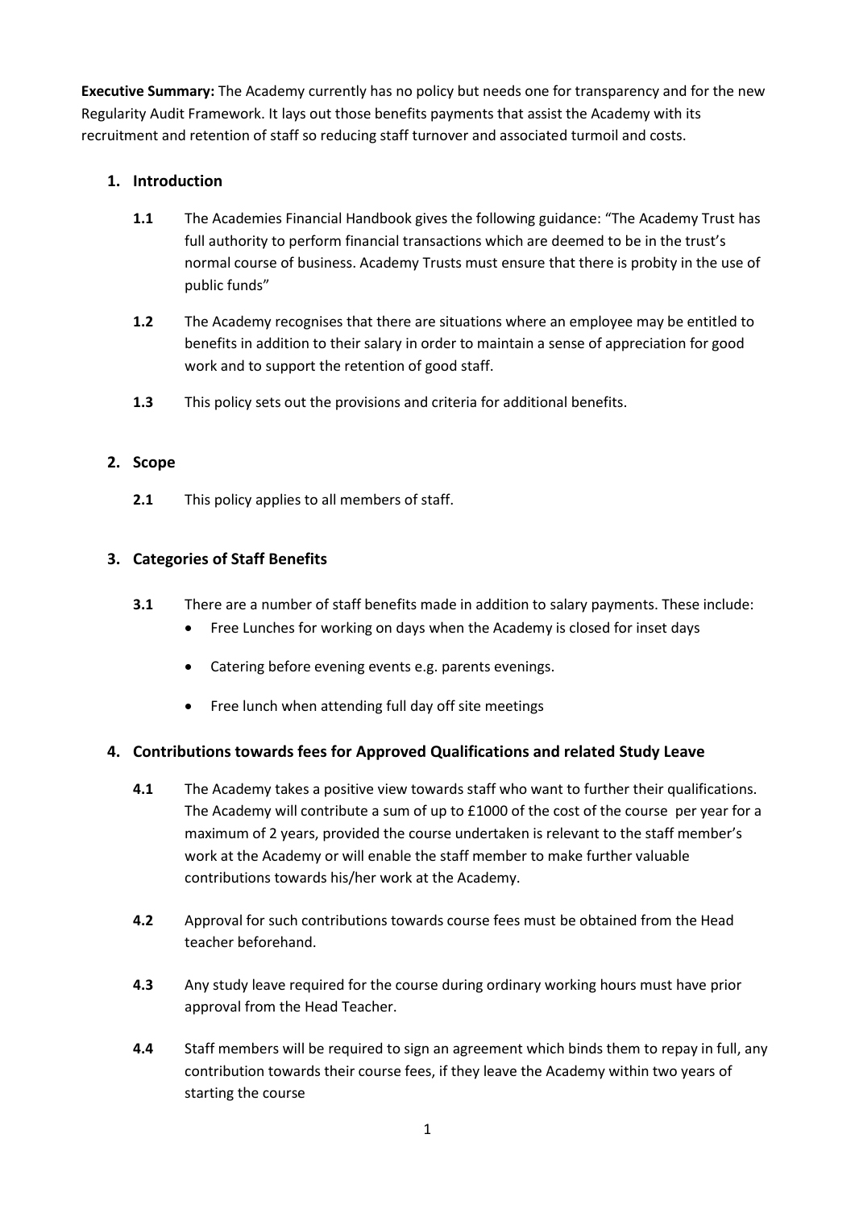**Executive Summary:** The Academy currently has no policy but needs one for transparency and for the new Regularity Audit Framework. It lays out those benefits payments that assist the Academy with its recruitment and retention of staff so reducing staff turnover and associated turmoil and costs.

## 1. Introduction

**1.1** The Academies Financial Handbook gives the following guidance: "The Academy Trust has full authority to perform financial transactions which are deemed to be in the trust's normal course of business. Academy Trusts must ensure that there is probity in the use of public funds"

**1.2** The Academy recognises that there are situations where an employee may be entitled to benefits in addition to their salary in order to maintain a sense of appreciation for good work and to support the retention of good staff.

**1.3** This policy sets out the provisions and criteria for additional benefits.

## 2. Scope

**2.1** This policy applies to all members of staff.

## 3. Categories of Staff Benefits

**3.1** There are a number of staff benefits made in addition to salary payments. These include:

- Free Lunches for working on days when the Academy is closed for inset days
- Catering before evening events e.g. parents evenings.
- Free lunch when attending full day off site meetings

## 4. Contributions towards fees for Approved Qualifications and related Study Leave

**4.1** The Academy takes a positive view towards staff who want to further their qualifications. The Academy will contribute a sum of up to £1000 of the cost of the course per year for a maximum of 2 years, provided the course undertaken is relevant to the staff member's work at the Academy or will enable the staff member to make further valuable contributions towards his/her work at the Academy.

**4.2** Approval for such contributions towards course fees must be obtained from the Head teacher beforehand.

**4.3** Any study leave required for the course during ordinary working hours must have prior approval from the Head Teacher.

**4.4** Staff members will be required to sign an agreement which binds them to repay in full, any contribution towards their course fees, if they leave the Academy within two years of starting the course